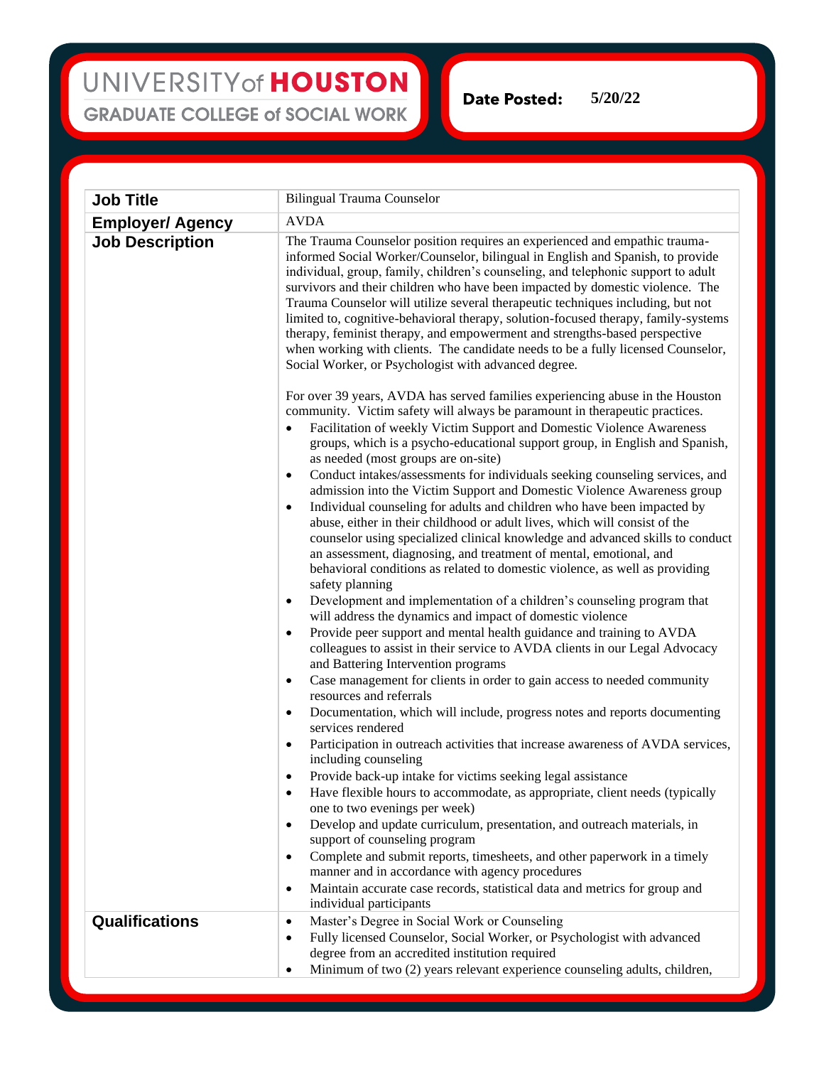UNIVERSITY of HOUSTON
GRADUATE COLLEGE of SOCIAL WORK

**Date Posted:** 5/20/22

| **Job Title** | Bilingual Trauma Counselor |
|---|---|
| **Employer/ Agency** | AVDA |
| **Job Description** | The Trauma Counselor position requires an experienced and empathic trauma-informed Social Worker/Counselor, bilingual in English and Spanish, to provide individual, group, family, children's counseling, and telephonic support to adult survivors and their children who have been impacted by domestic violence. The Trauma Counselor will utilize several therapeutic techniques including, but not limited to, cognitive-behavioral therapy, solution-focused therapy, family-systems therapy, feminist therapy, and empowerment and strengths-based perspective when working with clients. The candidate needs to be a fully licensed Counselor, Social Worker, or Psychologist with advanced degree.<br><br>For over 39 years, AVDA has served families experiencing abuse in the Houston community. Victim safety will always be paramount in therapeutic practices.<br>• Facilitation of weekly Victim Support and Domestic Violence Awareness groups, which is a psycho-educational support group, in English and Spanish, as needed (most groups are on-site)<br>• Conduct intakes/assessments for individuals seeking counseling services, and admission into the Victim Support and Domestic Violence Awareness group<br>• Individual counseling for adults and children who have been impacted by abuse, either in their childhood or adult lives, which will consist of the counselor using specialized clinical knowledge and advanced skills to conduct an assessment, diagnosing, and treatment of mental, emotional, and behavioral conditions as related to domestic violence, as well as providing safety planning<br>• Development and implementation of a children's counseling program that will address the dynamics and impact of domestic violence<br>• Provide peer support and mental health guidance and training to AVDA colleagues to assist in their service to AVDA clients in our Legal Advocacy and Battering Intervention programs<br>• Case management for clients in order to gain access to needed community resources and referrals<br>• Documentation, which will include, progress notes and reports documenting services rendered<br>• Participation in outreach activities that increase awareness of AVDA services, including counseling<br>• Provide back-up intake for victims seeking legal assistance<br>• Have flexible hours to accommodate, as appropriate, client needs (typically one to two evenings per week)<br>• Develop and update curriculum, presentation, and outreach materials, in support of counseling program<br>• Complete and submit reports, timesheets, and other paperwork in a timely manner and in accordance with agency procedures<br>• Maintain accurate case records, statistical data and metrics for group and individual participants |
| **Qualifications** | • Master's Degree in Social Work or Counseling<br>• Fully licensed Counselor, Social Worker, or Psychologist with advanced degree from an accredited institution required<br>• Minimum of two (2) years relevant experience counseling adults, children, |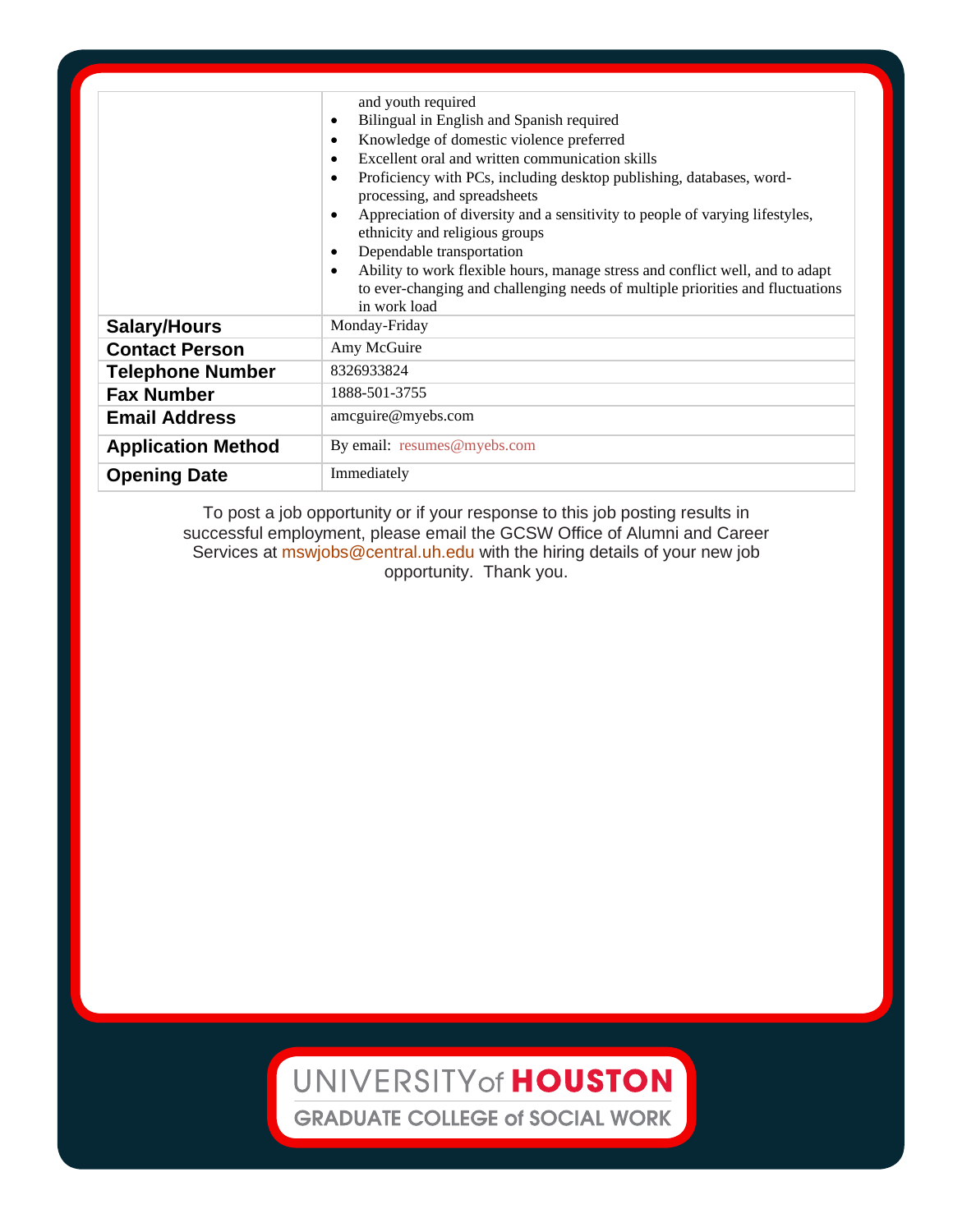| | |
|---|---|
| | and youth required<br>• Bilingual in English and Spanish required<br>• Knowledge of domestic violence preferred<br>• Excellent oral and written communication skills<br>• Proficiency with PCs, including desktop publishing, databases, word-processing, and spreadsheets<br>• Appreciation of diversity and a sensitivity to people of varying lifestyles, ethnicity and religious groups<br>• Dependable transportation<br>• Ability to work flexible hours, manage stress and conflict well, and to adapt to ever-changing and challenging needs of multiple priorities and fluctuations in work load |
| **Salary/Hours** | Monday-Friday |
| **Contact Person** | Amy McGuire |
| **Telephone Number** | 8326933824 |
| **Fax Number** | 1888-501-3755 |
| **Email Address** | amcguire@myebs.com |
| **Application Method** | By email: resumes@myebs.com |
| **Opening Date** | Immediately |

To post a job opportunity or if your response to this job posting results in successful employment, please email the GCSW Office of Alumni and Career Services at mswjobs@central.uh.edu with the hiring details of your new job opportunity. Thank you.

UNIVERSITY of HOUSTON
GRADUATE COLLEGE of SOCIAL WORK